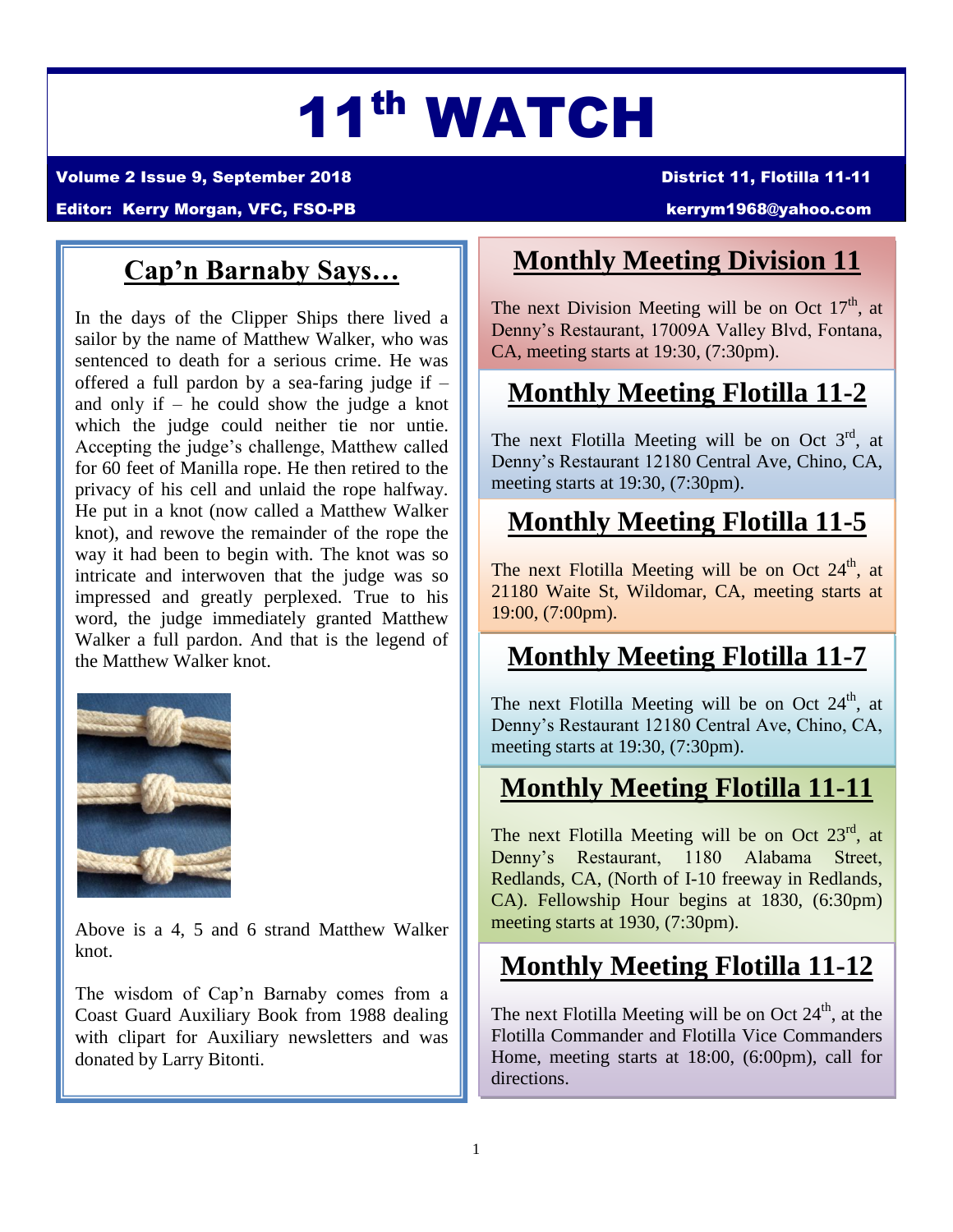# 11th WATCH

**Volume 2 Issue 9, September 2018** | **District 11, Flotilla 11-11**

**Editor: Kerry Morgan, VFC, FSO-PB** | **kerrym1968@yahoo.com**

## Cap'n Barnaby Says…

In the days of the Clipper Ships there lived a sailor by the name of Matthew Walker, who was sentenced to death for a serious crime. He was offered a full pardon by a sea-faring judge if – and only if – he could show the judge a knot which the judge could neither tie nor untie. Accepting the judge's challenge, Matthew called for 60 feet of Manilla rope. He then retired to the privacy of his cell and unlaid the rope halfway. He put in a knot (now called a Matthew Walker knot), and rewove the remainder of the rope the way it had been to begin with. The knot was so intricate and interwoven that the judge was so impressed and greatly perplexed. True to his word, the judge immediately granted Matthew Walker a full pardon. And that is the legend of the Matthew Walker knot.

Above is a 4, 5 and 6 strand Matthew Walker knot.

The wisdom of Cap'n Barnaby comes from a Coast Guard Auxiliary Book from 1988 dealing with clipart for Auxiliary newsletters and was donated by Larry Bitonti.

## Monthly Meeting Division 11

The next Division Meeting will be on Oct 17th, at Denny's Restaurant, 17009A Valley Blvd, Fontana, CA, meeting starts at 19:30, (7:30pm).

## Monthly Meeting Flotilla 11-2

The next Flotilla Meeting will be on Oct 3rd, at Denny's Restaurant 12180 Central Ave, Chino, CA, meeting starts at 19:30, (7:30pm).

## Monthly Meeting Flotilla 11-5

The next Flotilla Meeting will be on Oct 24th, at 21180 Waite St, Wildomar, CA, meeting starts at 19:00, (7:00pm).

## Monthly Meeting Flotilla 11-7

The next Flotilla Meeting will be on Oct 24th, at Denny's Restaurant 12180 Central Ave, Chino, CA, meeting starts at 19:30, (7:30pm).

## Monthly Meeting Flotilla 11-11

The next Flotilla Meeting will be on Oct 23rd, at Denny's Restaurant, 1180 Alabama Street, Redlands, CA, (North of I-10 freeway in Redlands, CA). Fellowship Hour begins at 1830, (6:30pm) meeting starts at 1930, (7:30pm).

## Monthly Meeting Flotilla 11-12

The next Flotilla Meeting will be on Oct 24th, at the Flotilla Commander and Flotilla Vice Commanders Home, meeting starts at 18:00, (6:00pm), call for directions.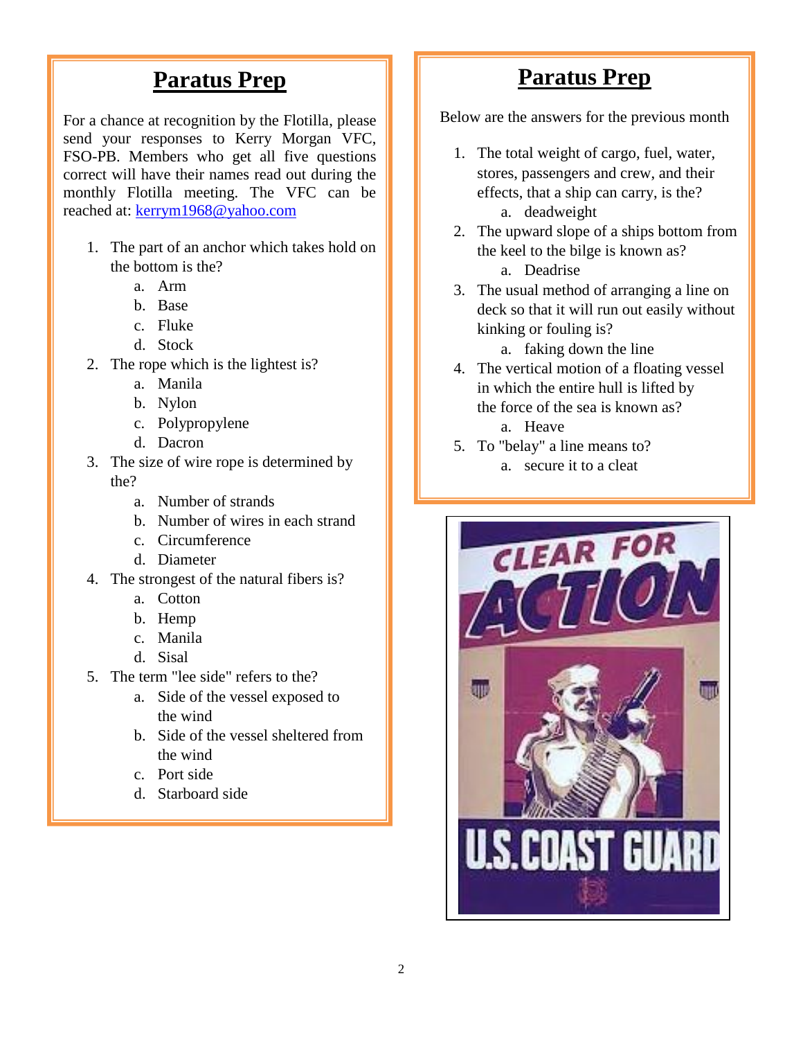## Paratus Prep

For a chance at recognition by the Flotilla, please send your responses to Kerry Morgan VFC, FSO-PB. Members who get all five questions correct will have their names read out during the monthly Flotilla meeting. The VFC can be reached at: kerrym1968@yahoo.com

1. The part of an anchor which takes hold on the bottom is the?
   a. Arm
   b. Base
   c. Fluke
   d. Stock
2. The rope which is the lightest is?
   a. Manila
   b. Nylon
   c. Polypropylene
   d. Dacron
3. The size of wire rope is determined by the?
   a. Number of strands
   b. Number of wires in each strand
   c. Circumference
   d. Diameter
4. The strongest of the natural fibers is?
   a. Cotton
   b. Hemp
   c. Manila
   d. Sisal
5. The term "lee side" refers to the?
   a. Side of the vessel exposed to the wind
   b. Side of the vessel sheltered from the wind
   c. Port side
   d. Starboard side

## Paratus Prep

Below are the answers for the previous month

1. The total weight of cargo, fuel, water, stores, passengers and crew, and their effects, that a ship can carry, is the?
   a. deadweight
2. The upward slope of a ships bottom from the keel to the bilge is known as?
   a. Deadrise
3. The usual method of arranging a line on deck so that it will run out easily without kinking or fouling is?
   a. faking down the line
4. The vertical motion of a floating vessel in which the entire hull is lifted by the force of the sea is known as?
   a. Heave
5. To "belay" a line means to?
   a. secure it to a cleat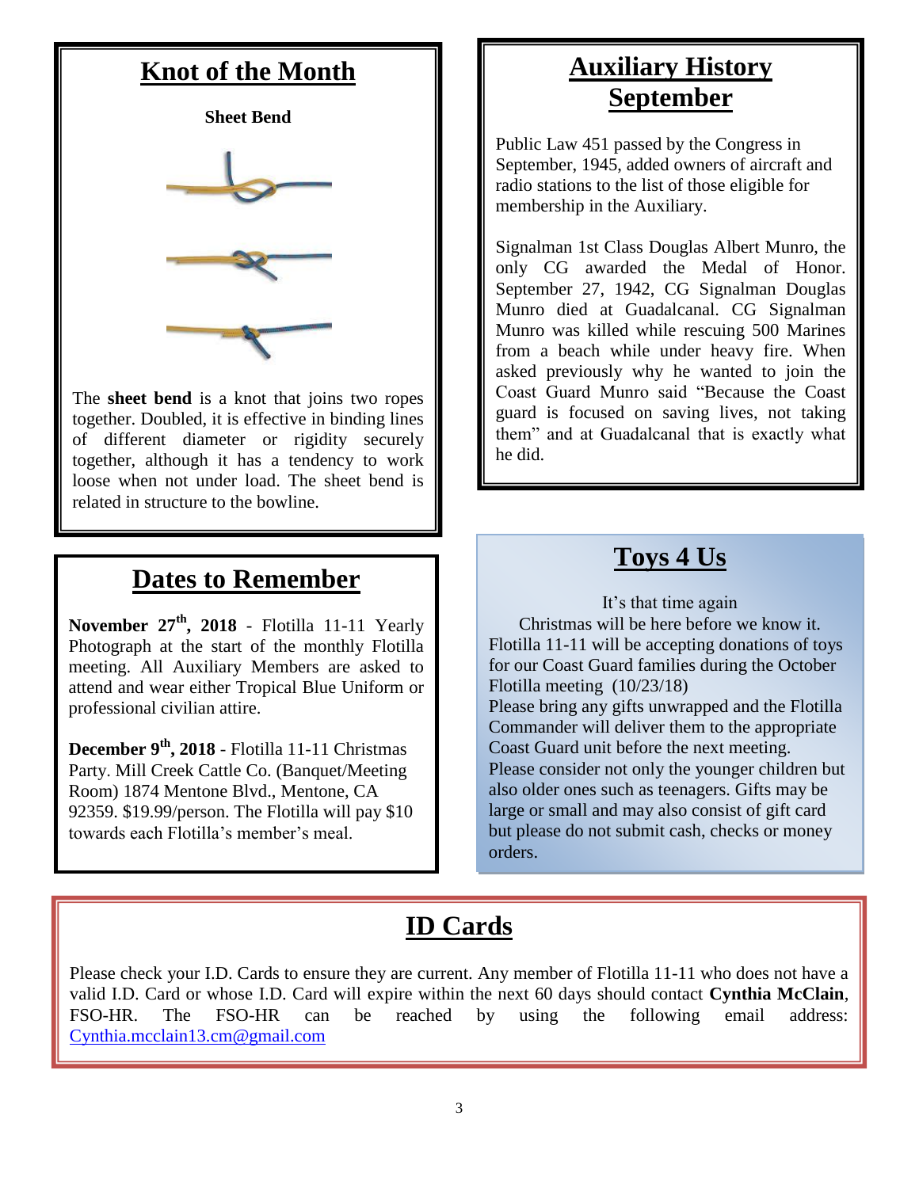## Knot of the Month

**Sheet Bend**

The **sheet bend** is a knot that joins two ropes together. Doubled, it is effective in binding lines of different diameter or rigidity securely together, although it has a tendency to work loose when not under load. The sheet bend is related in structure to the bowline.

## Dates to Remember

**November 27th, 2018** - Flotilla 11-11 Yearly Photograph at the start of the monthly Flotilla meeting. All Auxiliary Members are asked to attend and wear either Tropical Blue Uniform or professional civilian attire.

**December 9th, 2018** - Flotilla 11-11 Christmas Party. Mill Creek Cattle Co. (Banquet/Meeting Room) 1874 Mentone Blvd., Mentone, CA 92359. $19.99/person. The Flotilla will pay $10 towards each Flotilla's member's meal.

## Auxiliary History September

Public Law 451 passed by the Congress in September, 1945, added owners of aircraft and radio stations to the list of those eligible for membership in the Auxiliary.

Signalman 1st Class Douglas Albert Munro, the only CG awarded the Medal of Honor. September 27, 1942, CG Signalman Douglas Munro died at Guadalcanal. CG Signalman Munro was killed while rescuing 500 Marines from a beach while under heavy fire. When asked previously why he wanted to join the Coast Guard Munro said "Because the Coast guard is focused on saving lives, not taking them" and at Guadalcanal that is exactly what he did.

## Toys 4 Us

It's that time again
Christmas will be here before we know it.
Flotilla 11-11 will be accepting donations of toys for our Coast Guard families during the October Flotilla meeting (10/23/18)
Please bring any gifts unwrapped and the Flotilla Commander will deliver them to the appropriate Coast Guard unit before the next meeting.
Please consider not only the younger children but also older ones such as teenagers. Gifts may be large or small and may also consist of gift card but please do not submit cash, checks or money orders.

## ID Cards

Please check your I.D. Cards to ensure they are current. Any member of Flotilla 11-11 who does not have a valid I.D. Card or whose I.D. Card will expire within the next 60 days should contact **Cynthia McClain**, FSO-HR. The FSO-HR can be reached by using the following email address: Cynthia.mcclain13.cm@gmail.com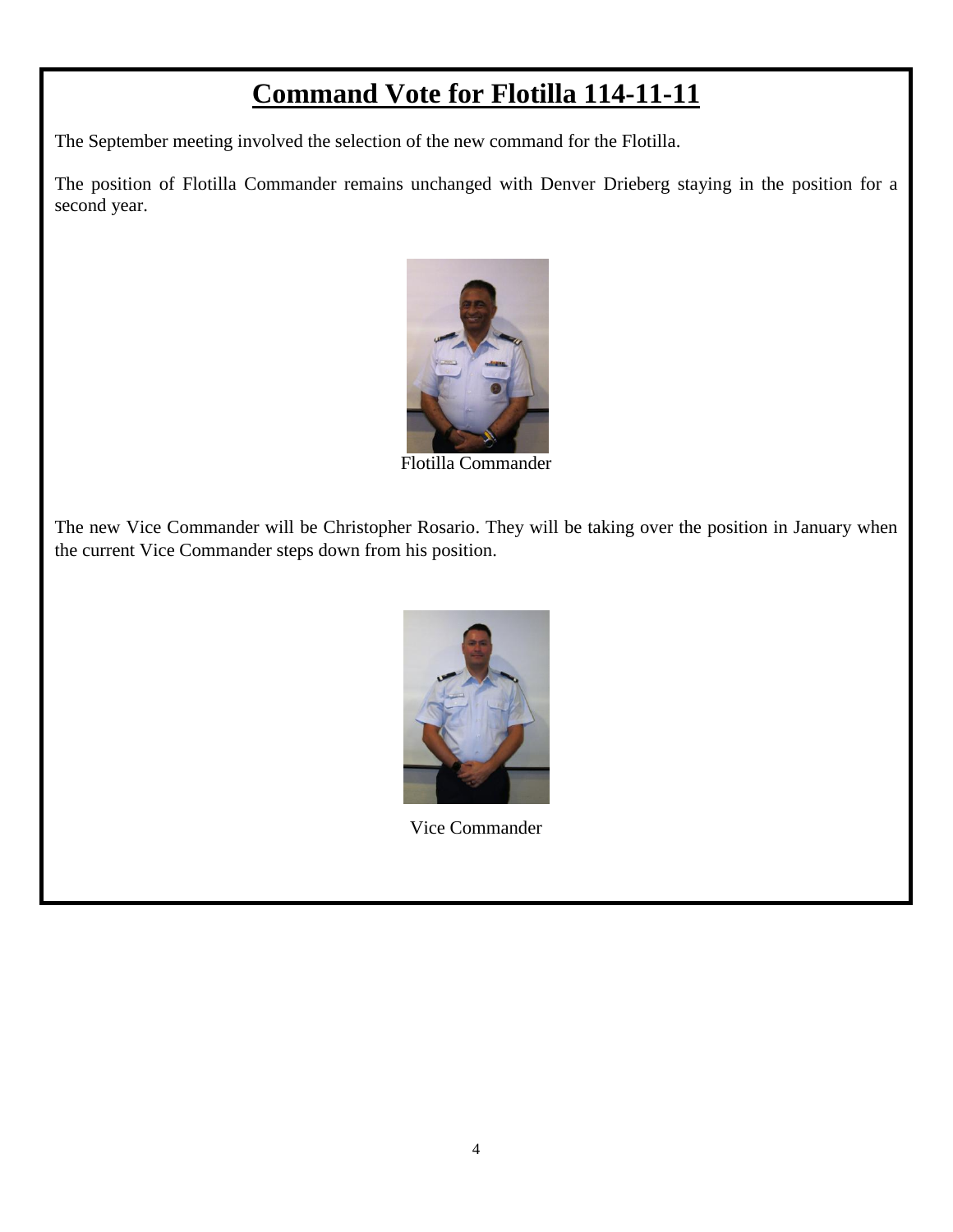# Command Vote for Flotilla 114-11-11

The September meeting involved the selection of the new command for the Flotilla.

The position of Flotilla Commander remains unchanged with Denver Drieberg staying in the position for a second year.

Flotilla Commander

The new Vice Commander will be Christopher Rosario. They will be taking over the position in January when the current Vice Commander steps down from his position.

Vice Commander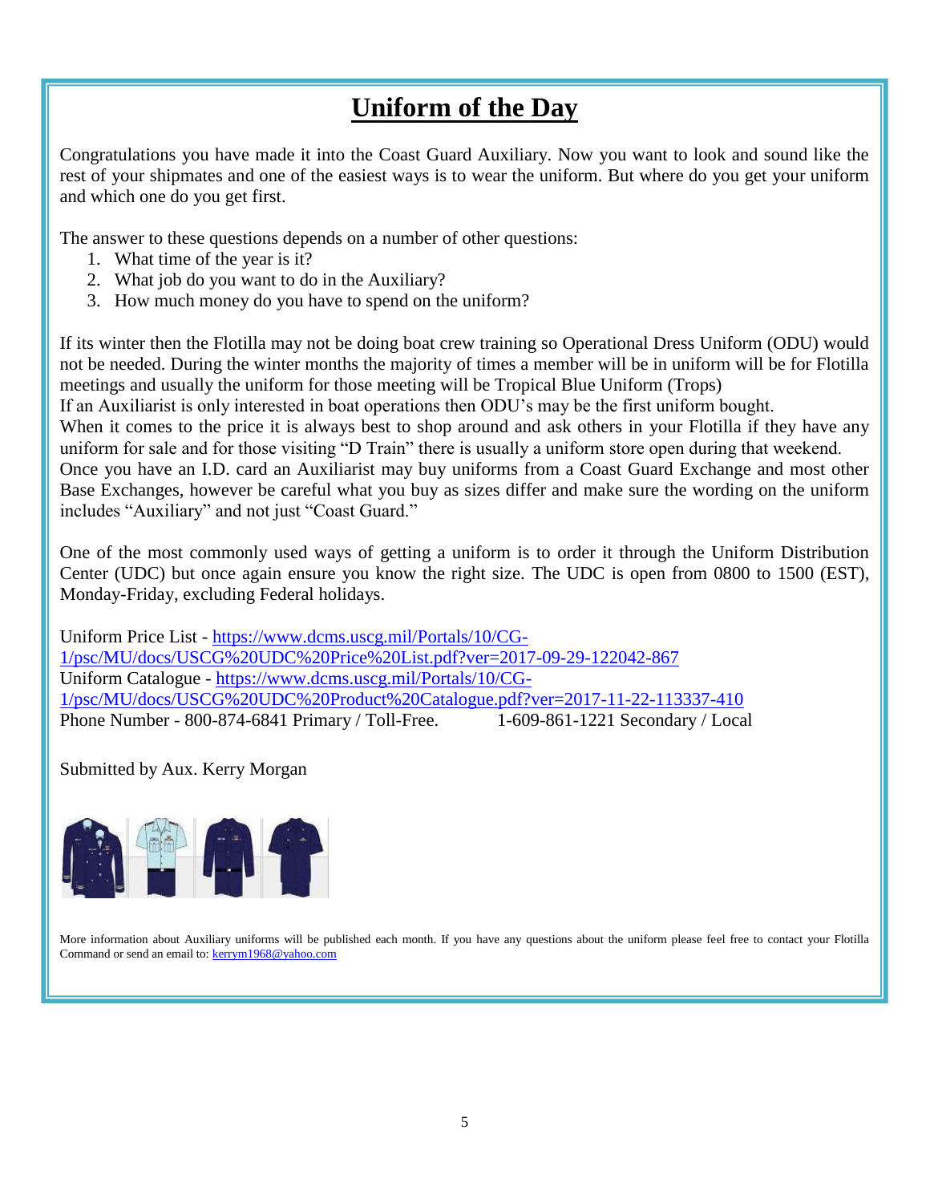# Uniform of the Day

Congratulations you have made it into the Coast Guard Auxiliary. Now you want to look and sound like the rest of your shipmates and one of the easiest ways is to wear the uniform. But where do you get your uniform and which one do you get first.

The answer to these questions depends on a number of other questions:

1. What time of the year is it?
2. What job do you want to do in the Auxiliary?
3. How much money do you have to spend on the uniform?

If its winter then the Flotilla may not be doing boat crew training so Operational Dress Uniform (ODU) would not be needed. During the winter months the majority of times a member will be in uniform will be for Flotilla meetings and usually the uniform for those meeting will be Tropical Blue Uniform (Trops)
If an Auxiliarist is only interested in boat operations then ODU's may be the first uniform bought.
When it comes to the price it is always best to shop around and ask others in your Flotilla if they have any uniform for sale and for those visiting "D Train" there is usually a uniform store open during that weekend.
Once you have an I.D. card an Auxiliarist may buy uniforms from a Coast Guard Exchange and most other Base Exchanges, however be careful what you buy as sizes differ and make sure the wording on the uniform includes "Auxiliary" and not just "Coast Guard."

One of the most commonly used ways of getting a uniform is to order it through the Uniform Distribution Center (UDC) but once again ensure you know the right size. The UDC is open from 0800 to 1500 (EST), Monday-Friday, excluding Federal holidays.

Uniform Price List - https://www.dcms.uscg.mil/Portals/10/CG-1/psc/MU/docs/USCG%20UDC%20Price%20List.pdf?ver=2017-09-29-122042-867
Uniform Catalogue - https://www.dcms.uscg.mil/Portals/10/CG-1/psc/MU/docs/USCG%20UDC%20Product%20Catalogue.pdf?ver=2017-11-22-113337-410
Phone Number - 800-874-6841 Primary / Toll-Free. 1-609-861-1221 Secondary / Local

Submitted by Aux. Kerry Morgan

More information about Auxiliary uniforms will be published each month. If you have any questions about the uniform please feel free to contact your Flotilla Command or send an email to: kerrym1968@yahoo.com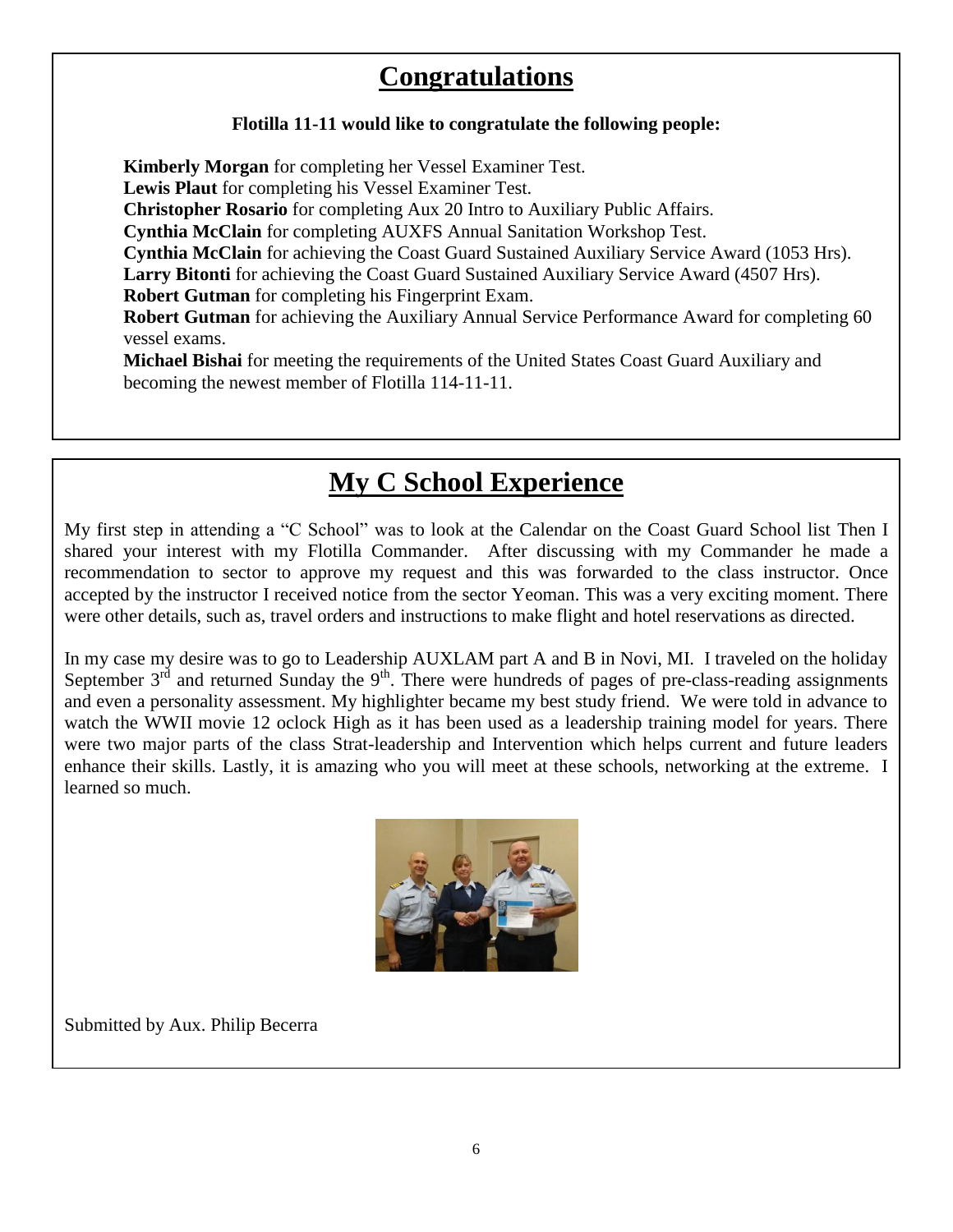## Congratulations

**Flotilla 11-11 would like to congratulate the following people:**

**Kimberly Morgan** for completing her Vessel Examiner Test.
**Lewis Plaut** for completing his Vessel Examiner Test.
**Christopher Rosario** for completing Aux 20 Intro to Auxiliary Public Affairs.
**Cynthia McClain** for completing AUXFS Annual Sanitation Workshop Test.
**Cynthia McClain** for achieving the Coast Guard Sustained Auxiliary Service Award (1053 Hrs).
**Larry Bitonti** for achieving the Coast Guard Sustained Auxiliary Service Award (4507 Hrs).
**Robert Gutman** for completing his Fingerprint Exam.
**Robert Gutman** for achieving the Auxiliary Annual Service Performance Award for completing 60 vessel exams.
**Michael Bishai** for meeting the requirements of the United States Coast Guard Auxiliary and becoming the newest member of Flotilla 114-11-11.

## My C School Experience

My first step in attending a "C School" was to look at the Calendar on the Coast Guard School list Then I shared your interest with my Flotilla Commander. After discussing with my Commander he made a recommendation to sector to approve my request and this was forwarded to the class instructor. Once accepted by the instructor I received notice from the sector Yeoman. This was a very exciting moment. There were other details, such as, travel orders and instructions to make flight and hotel reservations as directed.

In my case my desire was to go to Leadership AUXLAM part A and B in Novi, MI. I traveled on the holiday September 3rd and returned Sunday the 9th. There were hundreds of pages of pre-class-reading assignments and even a personality assessment. My highlighter became my best study friend. We were told in advance to watch the WWII movie 12 oclock High as it has been used as a leadership training model for years. There were two major parts of the class Strat-leadership and Intervention which helps current and future leaders enhance their skills. Lastly, it is amazing who you will meet at these schools, networking at the extreme. I learned so much.

Submitted by Aux. Philip Becerra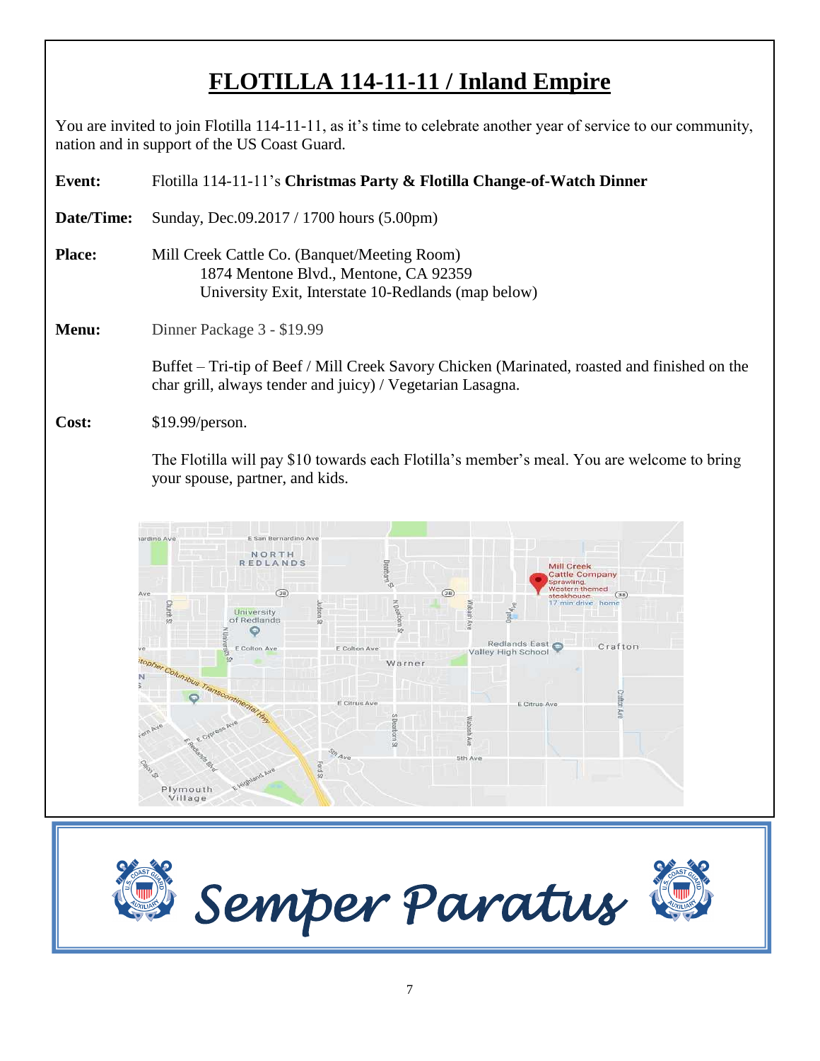# FLOTILLA 114-11-11 / Inland Empire

You are invited to join Flotilla 114-11-11, as it's time to celebrate another year of service to our community, nation and in support of the US Coast Guard.

**Event:** Flotilla 114-11-11's **Christmas Party & Flotilla Change-of-Watch Dinner**

**Date/Time:** Sunday, Dec.09.2017 / 1700 hours (5.00pm)

**Place:** Mill Creek Cattle Co. (Banquet/Meeting Room)
1874 Mentone Blvd., Mentone, CA 92359
University Exit, Interstate 10-Redlands (map below)

**Menu:** Dinner Package 3 - $19.99

Buffet – Tri-tip of Beef / Mill Creek Savory Chicken (Marinated, roasted and finished on the char grill, always tender and juicy) / Vegetarian Lasagna.

**Cost:** $19.99/person.

The Flotilla will pay $10 towards each Flotilla's member's meal. You are welcome to bring your spouse, partner, and kids.

*Semper Paratus*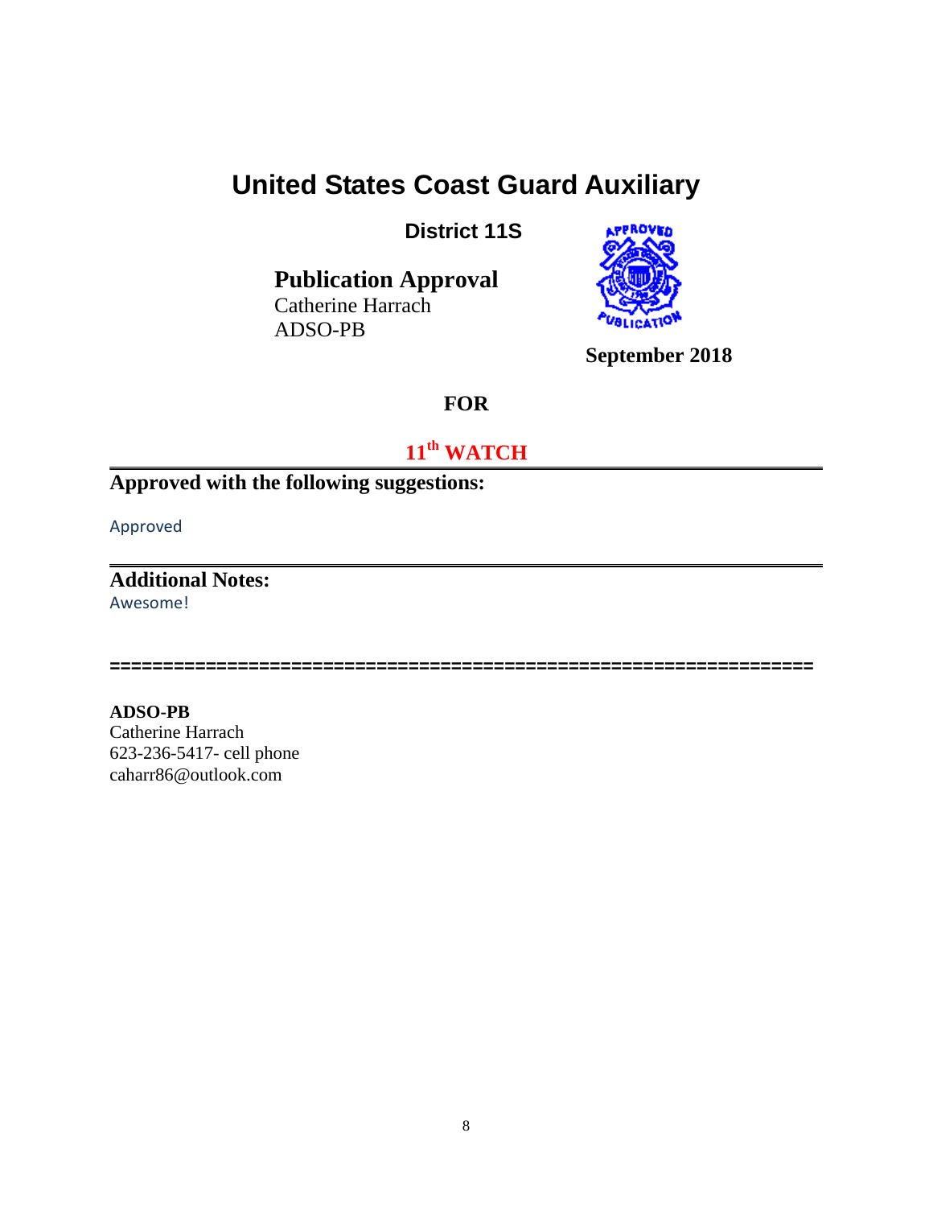# United States Coast Guard Auxiliary

**District 11S**

**Publication Approval**
Catherine Harrach
ADSO-PB

**September 2018**

**FOR**

**11th WATCH**

---

**Approved with the following suggestions:**

Approved

---

**Additional Notes:**
Awesome!

==================================================================

**ADSO-PB**
Catherine Harrach
623-236-5417- cell phone
caharr86@outlook.com